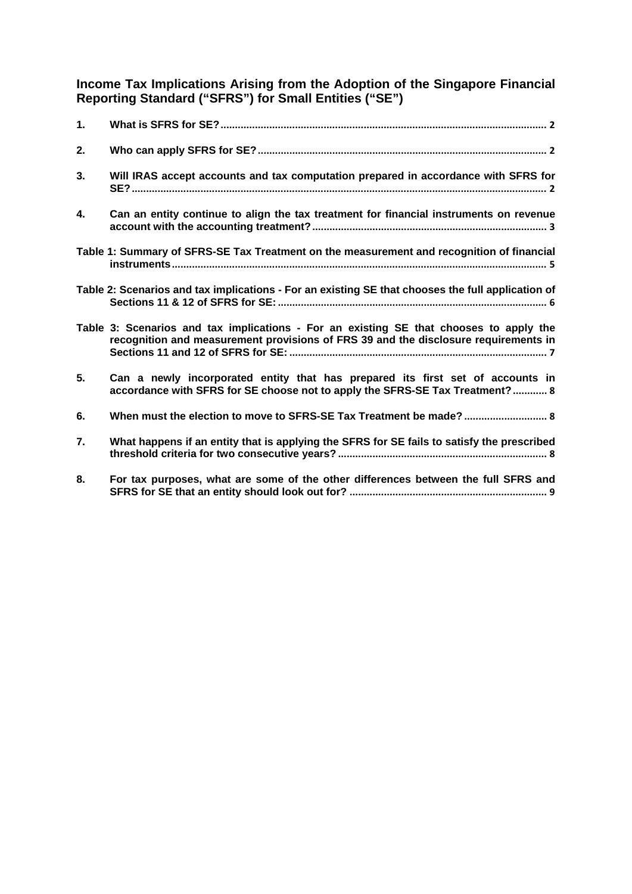# Income Tax Implications Arising from the Adoption of the Singapore Financial Reporting Standard ("SFRS") for Small Entities ("SE")

1. **What is SFRS for SE?** ........................................................................................................ 2

2. **Who can apply SFRS for SE?** ............................................................................................... 2

3. **Will IRAS accept accounts and tax computation prepared in accordance with SFRS for SE?** .......................................................................................................................... 2

4. **Can an entity continue to align the tax treatment for financial instruments on revenue account with the accounting treatment?** ............................................................................ 3

**Table 1: Summary of SFRS-SE Tax Treatment on the measurement and recognition of financial instruments** ........................................................................................................................... 5

**Table 2: Scenarios and tax implications - For an existing SE that chooses the full application of Sections 11 & 12 of SFRS for SE:** ............................................................................................. 6

**Table 3: Scenarios and tax implications - For an existing SE that chooses to apply the recognition and measurement provisions of FRS 39 and the disclosure requirements in Sections 11 and 12 of SFRS for SE:** ..................................................................................... 7

5. **Can a newly incorporated entity that has prepared its first set of accounts in accordance with SFRS for SE choose not to apply the SFRS-SE Tax Treatment?** ............ 8

6. **When must the election to move to SFRS-SE Tax Treatment be made?** ............................ 8

7. **What happens if an entity that is applying the SFRS for SE fails to satisfy the prescribed threshold criteria for two consecutive years?** ....................................................................... 8

8. **For tax purposes, what are some of the other differences between the full SFRS and SFRS for SE that an entity should look out for?** .................................................................... 9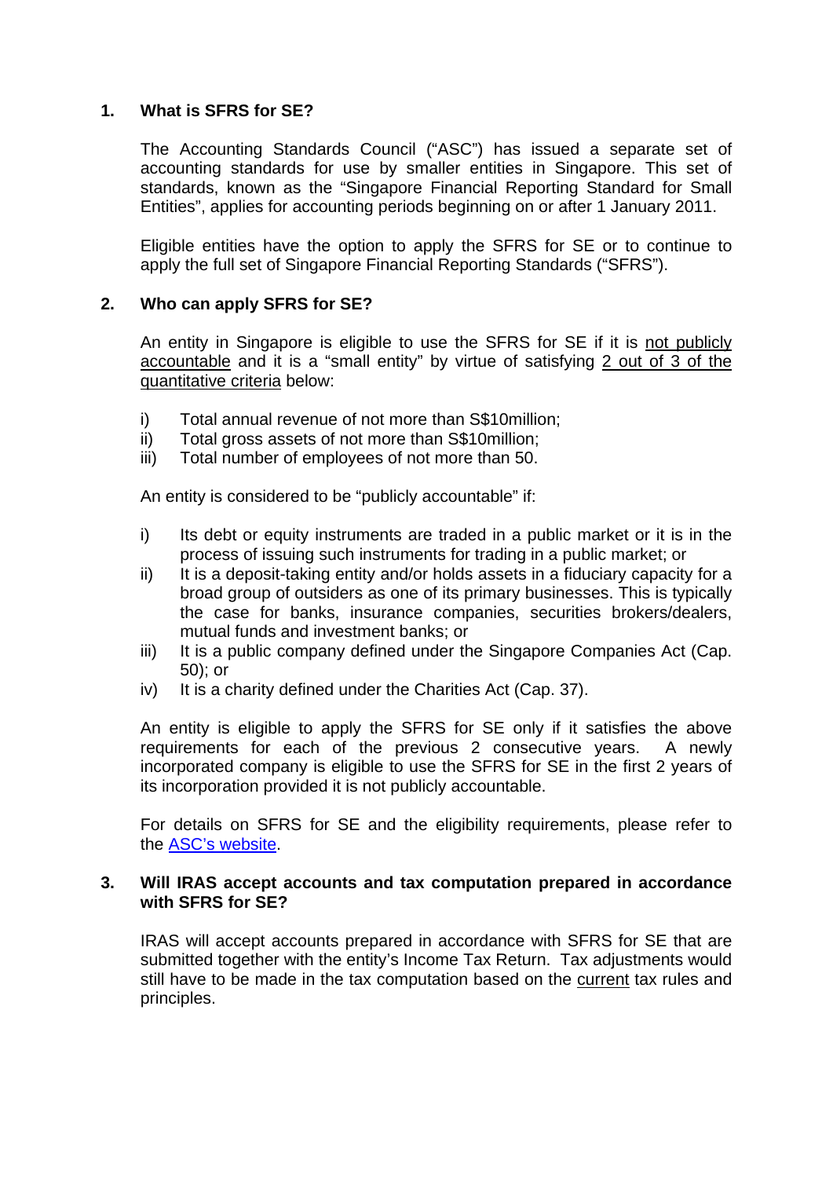## 1. What is SFRS for SE?

The Accounting Standards Council ("ASC") has issued a separate set of accounting standards for use by smaller entities in Singapore. This set of standards, known as the "Singapore Financial Reporting Standard for Small Entities", applies for accounting periods beginning on or after 1 January 2011.

Eligible entities have the option to apply the SFRS for SE or to continue to apply the full set of Singapore Financial Reporting Standards ("SFRS").

## 2. Who can apply SFRS for SE?

An entity in Singapore is eligible to use the SFRS for SE if it is <u>not publicly accountable</u> and it is a "small entity" by virtue of satisfying <u>2 out of 3 of the quantitative criteria</u> below:

i) Total annual revenue of not more than S$10million;
ii) Total gross assets of not more than S$10million;
iii) Total number of employees of not more than 50.

An entity is considered to be "publicly accountable" if:

i) Its debt or equity instruments are traded in a public market or it is in the process of issuing such instruments for trading in a public market; or
ii) It is a deposit-taking entity and/or holds assets in a fiduciary capacity for a broad group of outsiders as one of its primary businesses. This is typically the case for banks, insurance companies, securities brokers/dealers, mutual funds and investment banks; or
iii) It is a public company defined under the Singapore Companies Act (Cap. 50); or
iv) It is a charity defined under the Charities Act (Cap. 37).

An entity is eligible to apply the SFRS for SE only if it satisfies the above requirements for each of the previous 2 consecutive years. A newly incorporated company is eligible to use the SFRS for SE in the first 2 years of its incorporation provided it is not publicly accountable.

For details on SFRS for SE and the eligibility requirements, please refer to the ASC's website.

## 3. Will IRAS accept accounts and tax computation prepared in accordance with SFRS for SE?

IRAS will accept accounts prepared in accordance with SFRS for SE that are submitted together with the entity's Income Tax Return. Tax adjustments would still have to be made in the tax computation based on the <u>current</u> tax rules and principles.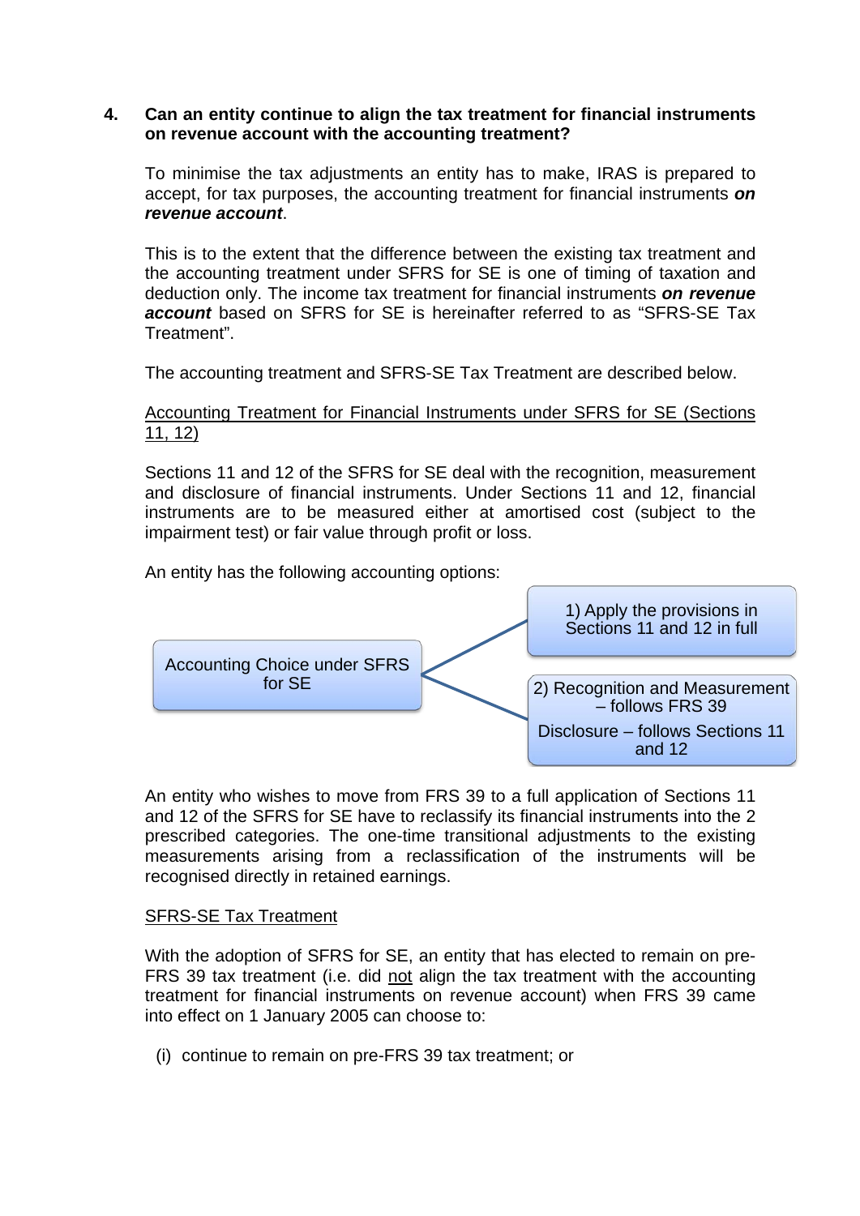**4. Can an entity continue to align the tax treatment for financial instruments on revenue account with the accounting treatment?**

To minimise the tax adjustments an entity has to make, IRAS is prepared to accept, for tax purposes, the accounting treatment for financial instruments ***on revenue account***.

This is to the extent that the difference between the existing tax treatment and the accounting treatment under SFRS for SE is one of timing of taxation and deduction only. The income tax treatment for financial instruments ***on revenue account*** based on SFRS for SE is hereinafter referred to as "SFRS-SE Tax Treatment".

The accounting treatment and SFRS-SE Tax Treatment are described below.

<u>Accounting Treatment for Financial Instruments under SFRS for SE (Sections 11, 12)</u>

Sections 11 and 12 of the SFRS for SE deal with the recognition, measurement and disclosure of financial instruments. Under Sections 11 and 12, financial instruments are to be measured either at amortised cost (subject to the impairment test) or fair value through profit or loss.

An entity has the following accounting options:

Accounting Choice under SFRS for SE

1) Apply the provisions in Sections 11 and 12 in full

2) Recognition and Measurement – follows FRS 39

Disclosure – follows Sections 11 and 12

An entity who wishes to move from FRS 39 to a full application of Sections 11 and 12 of the SFRS for SE have to reclassify its financial instruments into the 2 prescribed categories. The one-time transitional adjustments to the existing measurements arising from a reclassification of the instruments will be recognised directly in retained earnings.

<u>SFRS-SE Tax Treatment</u>

With the adoption of SFRS for SE, an entity that has elected to remain on pre-FRS 39 tax treatment (i.e. did <u>not</u> align the tax treatment with the accounting treatment for financial instruments on revenue account) when FRS 39 came into effect on 1 January 2005 can choose to:

(i) continue to remain on pre-FRS 39 tax treatment; or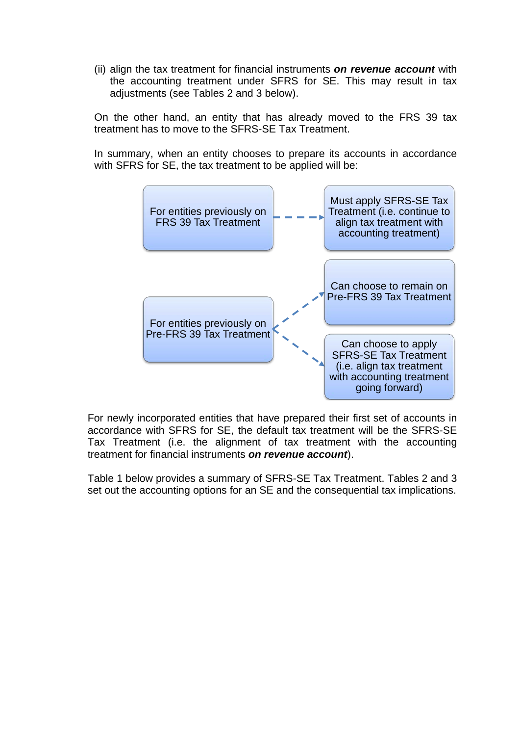(ii) align the tax treatment for financial instruments ***on revenue account*** with the accounting treatment under SFRS for SE. This may result in tax adjustments (see Tables 2 and 3 below).

On the other hand, an entity that has already moved to the FRS 39 tax treatment has to move to the SFRS-SE Tax Treatment.

In summary, when an entity chooses to prepare its accounts in accordance with SFRS for SE, the tax treatment to be applied will be:

For entities previously on FRS 39 Tax Treatment → Must apply SFRS-SE Tax Treatment (i.e. continue to align tax treatment with accounting treatment)

For entities previously on Pre-FRS 39 Tax Treatment → Can choose to remain on Pre-FRS 39 Tax Treatment

For entities previously on Pre-FRS 39 Tax Treatment → Can choose to apply SFRS-SE Tax Treatment (i.e. align tax treatment with accounting treatment going forward)

For newly incorporated entities that have prepared their first set of accounts in accordance with SFRS for SE, the default tax treatment will be the SFRS-SE Tax Treatment (i.e. the alignment of tax treatment with the accounting treatment for financial instruments ***on revenue account***).

Table 1 below provides a summary of SFRS-SE Tax Treatment. Tables 2 and 3 set out the accounting options for an SE and the consequential tax implications.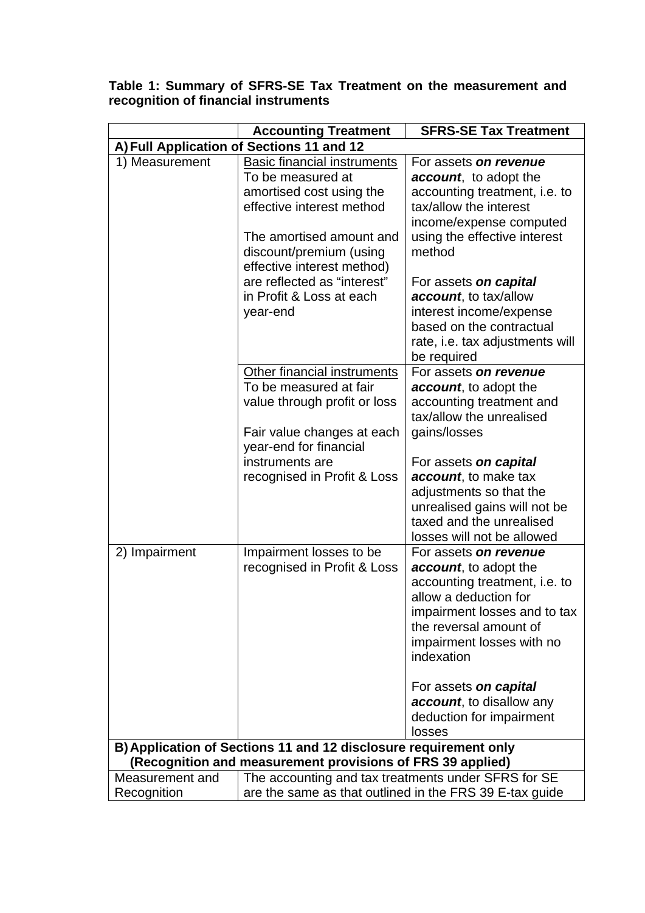**Table 1: Summary of SFRS-SE Tax Treatment on the measurement and recognition of financial instruments**

| | Accounting Treatment | SFRS-SE Tax Treatment |
|---|---|---|
| **A) Full Application of Sections 11 and 12** | | |
| 1) Measurement | <u>Basic financial instruments</u><br>To be measured at amortised cost using the effective interest method<br><br>The amortised amount and discount/premium (using effective interest method) are reflected as "interest" in Profit & Loss at each year-end | For assets ***on revenue account***, to adopt the accounting treatment, i.e. to tax/allow the interest income/expense computed using the effective interest method<br><br>For assets ***on capital account***, to tax/allow interest income/expense based on the contractual rate, i.e. tax adjustments will be required |
| | <u>Other financial instruments</u><br>To be measured at fair value through profit or loss<br><br>Fair value changes at each year-end for financial instruments are recognised in Profit & Loss | For assets ***on revenue account***, to adopt the accounting treatment and tax/allow the unrealised gains/losses<br><br>For assets ***on capital account***, to make tax adjustments so that the unrealised gains will not be taxed and the unrealised losses will not be allowed |
| 2) Impairment | Impairment losses to be recognised in Profit & Loss | For assets ***on revenue account***, to adopt the accounting treatment, i.e. to allow a deduction for impairment losses and to tax the reversal amount of impairment losses with no indexation<br><br>For assets ***on capital account***, to disallow any deduction for impairment losses |
| **B) Application of Sections 11 and 12 disclosure requirement only (Recognition and measurement provisions of FRS 39 applied)** | | |
| Measurement and Recognition | The accounting and tax treatments under SFRS for SE are the same as that outlined in the FRS 39 E-tax guide | |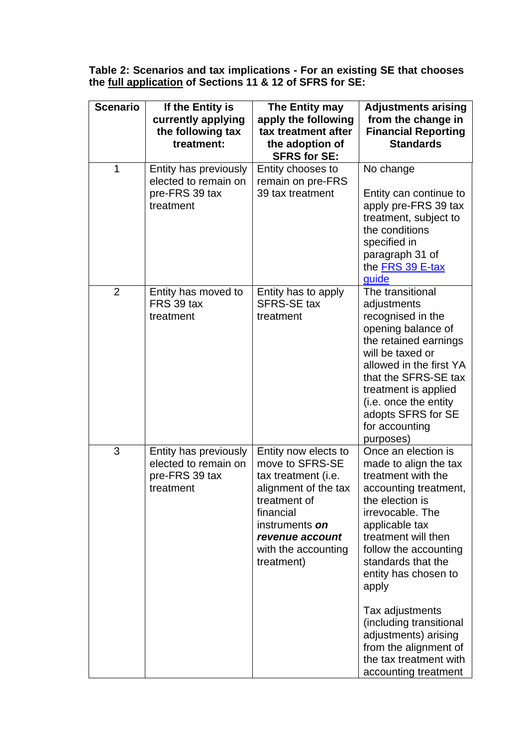**Table 2: Scenarios and tax implications - For an existing SE that chooses the <u>full application</u> of Sections 11 & 12 of SFRS for SE:**

| Scenario | If the Entity is currently applying the following tax treatment: | The Entity may apply the following tax treatment after the adoption of SFRS for SE: | Adjustments arising from the change in Financial Reporting Standards |
|---|---|---|---|
| 1 | Entity has previously elected to remain on pre-FRS 39 tax treatment | Entity chooses to remain on pre-FRS 39 tax treatment | No change<br><br>Entity can continue to apply pre-FRS 39 tax treatment, subject to the conditions specified in paragraph 31 of the [FRS 39 E-tax guide]() |
| 2 | Entity has moved to FRS 39 tax treatment | Entity has to apply SFRS-SE tax treatment | The transitional adjustments recognised in the opening balance of the retained earnings will be taxed or allowed in the first YA that the SFRS-SE tax treatment is applied (i.e. once the entity adopts SFRS for SE for accounting purposes) |
| 3 | Entity has previously elected to remain on pre-FRS 39 tax treatment | Entity now elects to move to SFRS-SE tax treatment (i.e. alignment of the tax treatment of financial instruments ***on revenue account*** with the accounting treatment) | Once an election is made to align the tax treatment with the accounting treatment, the election is irrevocable. The applicable tax treatment will then follow the accounting standards that the entity has chosen to apply<br><br>Tax adjustments (including transitional adjustments) arising from the alignment of the tax treatment with accounting treatment |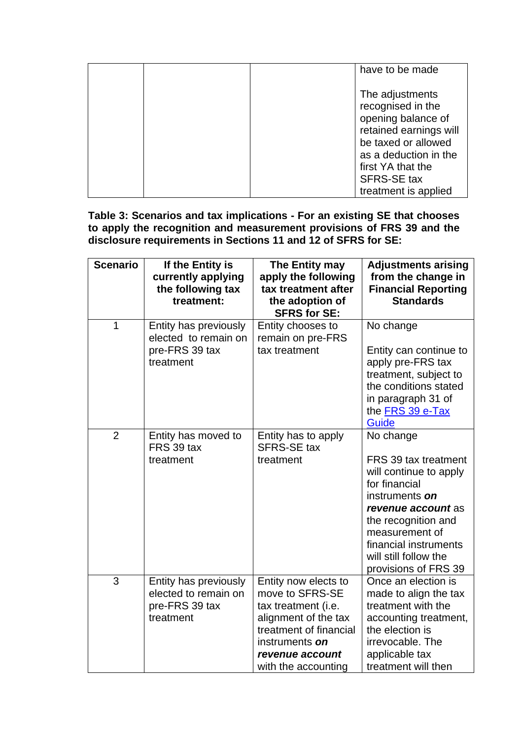| | | | |
|---|---|---|---|
| | | | have to be made<br><br>The adjustments recognised in the opening balance of retained earnings will be taxed or allowed as a deduction in the first YA that the SFRS-SE tax treatment is applied |

**Table 3: Scenarios and tax implications - For an existing SE that chooses to apply the recognition and measurement provisions of FRS 39 and the disclosure requirements in Sections 11 and 12 of SFRS for SE:**

| Scenario | If the Entity is currently applying the following tax treatment: | The Entity may apply the following tax treatment after the adoption of SFRS for SE: | Adjustments arising from the change in Financial Reporting Standards |
|---|---|---|---|
| 1 | Entity has previously elected to remain on pre-FRS 39 tax treatment | Entity chooses to remain on pre-FRS tax treatment | No change<br><br>Entity can continue to apply pre-FRS tax treatment, subject to the conditions stated in paragraph 31 of the [FRS 39 e-Tax Guide] |
| 2 | Entity has moved to FRS 39 tax treatment | Entity has to apply SFRS-SE tax treatment | No change<br><br>FRS 39 tax treatment will continue to apply for financial instruments ***on revenue account*** as the recognition and measurement of financial instruments will still follow the provisions of FRS 39 |
| 3 | Entity has previously elected to remain on pre-FRS 39 tax treatment | Entity now elects to move to SFRS-SE tax treatment (i.e. alignment of the tax treatment of financial instruments ***on revenue account*** with the accounting | Once an election is made to align the tax treatment with the accounting treatment, the election is irrevocable. The applicable tax treatment will then |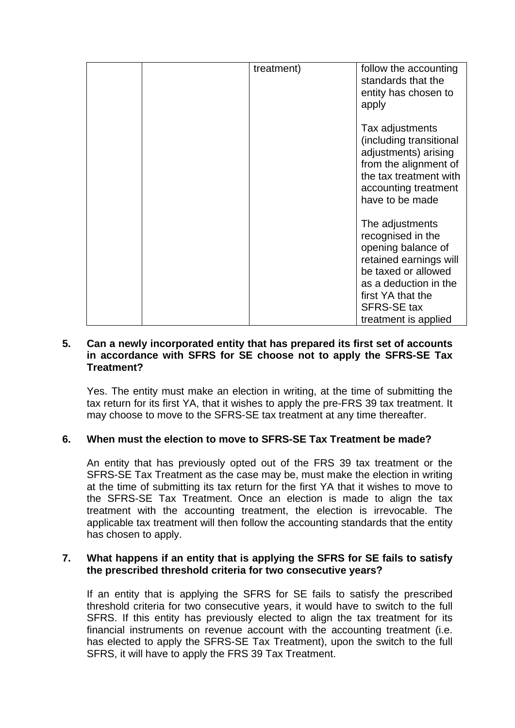| | | | |
|---|---|---|---|
| | | treatment) | follow the accounting standards that the entity has chosen to apply<br><br>Tax adjustments (including transitional adjustments) arising from the alignment of the tax treatment with accounting treatment have to be made<br><br>The adjustments recognised in the opening balance of retained earnings will be taxed or allowed as a deduction in the first YA that the SFRS-SE tax treatment is applied |

**5. Can a newly incorporated entity that has prepared its first set of accounts in accordance with SFRS for SE choose not to apply the SFRS-SE Tax Treatment?**

Yes. The entity must make an election in writing, at the time of submitting the tax return for its first YA, that it wishes to apply the pre-FRS 39 tax treatment. It may choose to move to the SFRS-SE tax treatment at any time thereafter.

**6. When must the election to move to SFRS-SE Tax Treatment be made?**

An entity that has previously opted out of the FRS 39 tax treatment or the SFRS-SE Tax Treatment as the case may be, must make the election in writing at the time of submitting its tax return for the first YA that it wishes to move to the SFRS-SE Tax Treatment. Once an election is made to align the tax treatment with the accounting treatment, the election is irrevocable. The applicable tax treatment will then follow the accounting standards that the entity has chosen to apply.

**7. What happens if an entity that is applying the SFRS for SE fails to satisfy the prescribed threshold criteria for two consecutive years?**

If an entity that is applying the SFRS for SE fails to satisfy the prescribed threshold criteria for two consecutive years, it would have to switch to the full SFRS. If this entity has previously elected to align the tax treatment for its financial instruments on revenue account with the accounting treatment (i.e. has elected to apply the SFRS-SE Tax Treatment), upon the switch to the full SFRS, it will have to apply the FRS 39 Tax Treatment.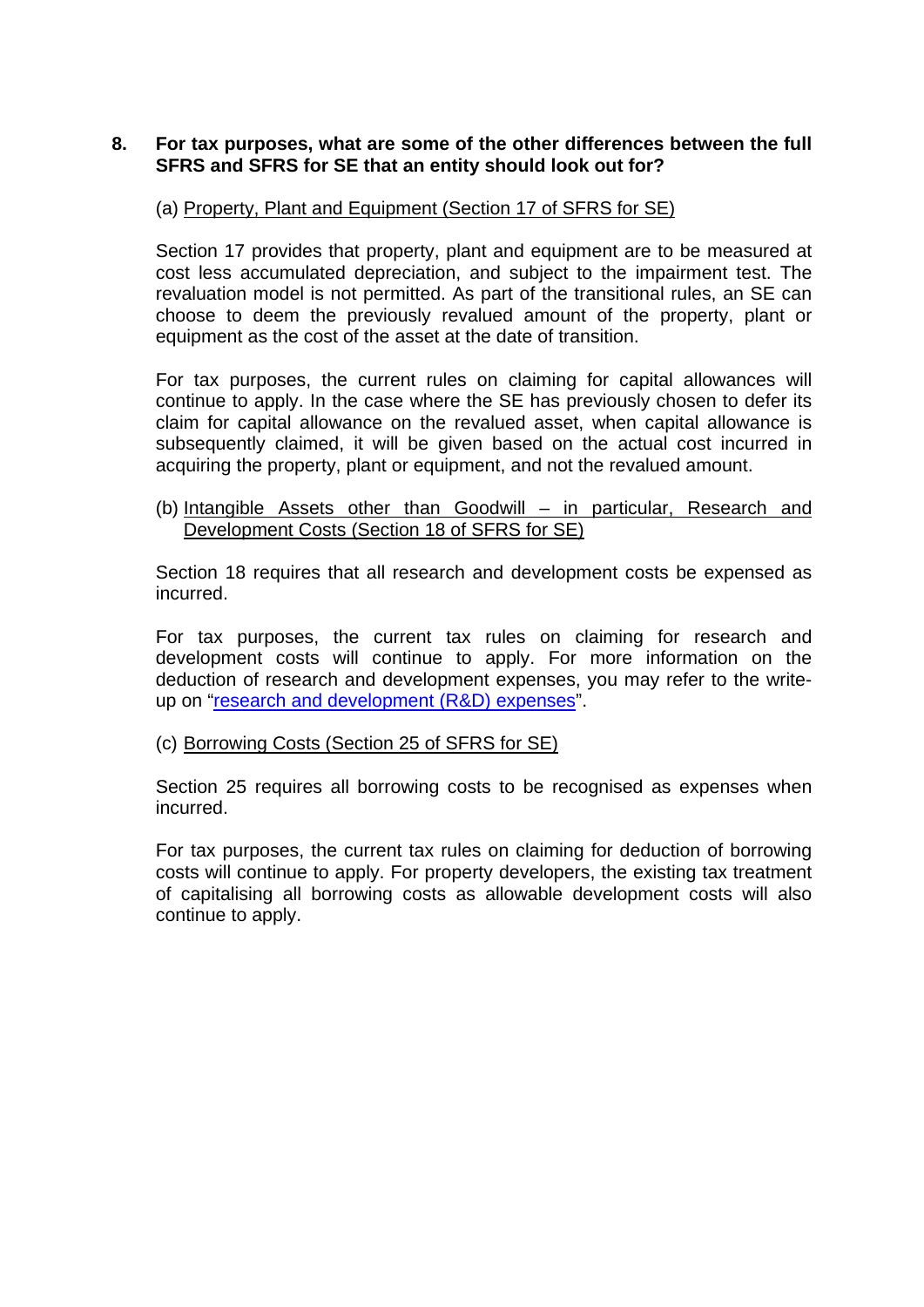**8. For tax purposes, what are some of the other differences between the full SFRS and SFRS for SE that an entity should look out for?**

(a) Property, Plant and Equipment (Section 17 of SFRS for SE)

Section 17 provides that property, plant and equipment are to be measured at cost less accumulated depreciation, and subject to the impairment test. The revaluation model is not permitted. As part of the transitional rules, an SE can choose to deem the previously revalued amount of the property, plant or equipment as the cost of the asset at the date of transition.

For tax purposes, the current rules on claiming for capital allowances will continue to apply. In the case where the SE has previously chosen to defer its claim for capital allowance on the revalued asset, when capital allowance is subsequently claimed, it will be given based on the actual cost incurred in acquiring the property, plant or equipment, and not the revalued amount.

(b) Intangible Assets other than Goodwill – in particular, Research and Development Costs (Section 18 of SFRS for SE)

Section 18 requires that all research and development costs be expensed as incurred.

For tax purposes, the current tax rules on claiming for research and development costs will continue to apply. For more information on the deduction of research and development expenses, you may refer to the write-up on "research and development (R&D) expenses".

(c) Borrowing Costs (Section 25 of SFRS for SE)

Section 25 requires all borrowing costs to be recognised as expenses when incurred.

For tax purposes, the current tax rules on claiming for deduction of borrowing costs will continue to apply. For property developers, the existing tax treatment of capitalising all borrowing costs as allowable development costs will also continue to apply.